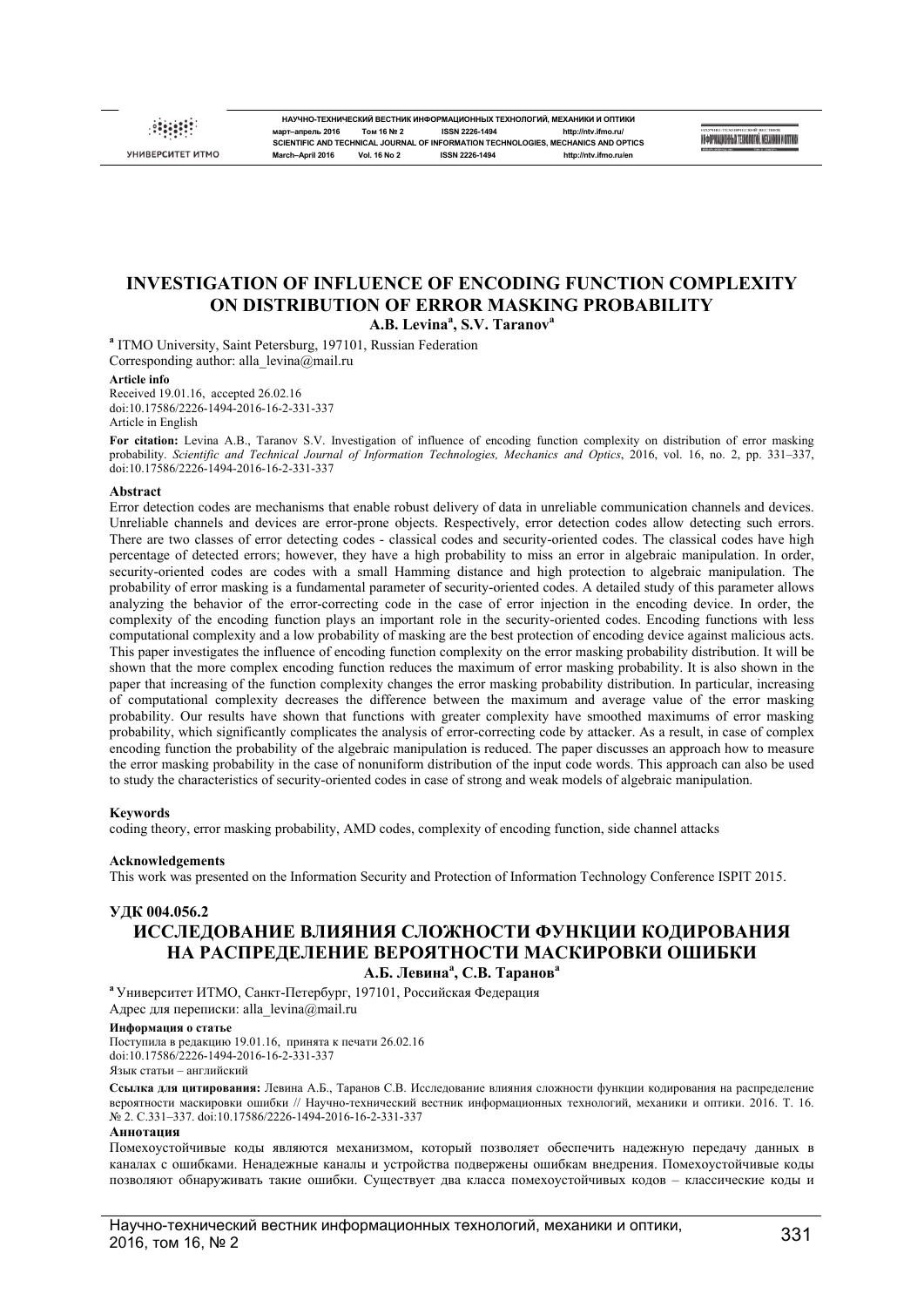# INVESTIGATION OF INFLUENCE OF ENCODING FUNCTION COMPLEXITY ON DISTRIBUTION OF ERROR MASKING PROBABILITY

**A.B. Levina[a], S.V. Taranov[a]**

[a] ITMO University, Saint Petersburg, 197101, Russian Federation

Corresponding author: alla_levina@mail.ru

**Article info**

Received 19.01.16, accepted 26.02.16

doi:10.17586/2226-1494-2016-16-2-331-337

Article in English

**For citation:** Levina A.B., Taranov S.V. Investigation of influence of encoding function complexity on distribution of error masking probability. *Scientific and Technical Journal of Information Technologies, Mechanics and Optics*, 2016, vol. 16, no. 2, pp. 331–337, doi:10.17586/2226-1494-2016-16-2-331-337

**Abstract**

Error detection codes are mechanisms that enable robust delivery of data in unreliable communication channels and devices. Unreliable channels and devices are error-prone objects. Respectively, error detection codes allow detecting such errors. There are two classes of error detecting codes - classical codes and security-oriented codes. The classical codes have high percentage of detected errors; however, they have a high probability to miss an error in algebraic manipulation. In order, security-oriented codes are codes with a small Hamming distance and high protection to algebraic manipulation. The probability of error masking is a fundamental parameter of security-oriented codes. A detailed study of this parameter allows analyzing the behavior of the error-correcting code in the case of error injection in the encoding device. In order, the complexity of the encoding function plays an important role in the security-oriented codes. Encoding functions with less computational complexity and a low probability of masking are the best protection of encoding device against malicious acts. This paper investigates the influence of encoding function complexity on the error masking probability distribution. It will be shown that the more complex encoding function reduces the maximum of error masking probability. It is also shown in the paper that increasing of the function complexity changes the error masking probability distribution. In particular, increasing of computational complexity decreases the difference between the maximum and average value of the error masking probability. Our results have shown that functions with greater complexity have smoothed maximums of error masking probability, which significantly complicates the analysis of error-correcting code by attacker. As a result, in case of complex encoding function the probability of the algebraic manipulation is reduced. The paper discusses an approach how to measure the error masking probability in the case of nonuniform distribution of the input code words. This approach can also be used to study the characteristics of security-oriented codes in case of strong and weak models of algebraic manipulation.

**Keywords**

coding theory, error masking probability, AMD codes, complexity of encoding function, side channel attacks

**Acknowledgements**

This work was presented on the Information Security and Protection of Information Technology Conference ISPIT 2015.

**УДК 004.056.2**

# ИССЛЕДОВАНИЕ ВЛИЯНИЯ СЛОЖНОСТИ ФУНКЦИИ КОДИРОВАНИЯ НА РАСПРЕДЕЛЕНИЕ ВЕРОЯТНОСТИ МАСКИРОВКИ ОШИБКИ

**А.Б. Левина[a], С.В. Таранов[a]**

[a] Университет ИТМО, Санкт-Петербург, 197101, Российская Федерация

Адрес для переписки: alla_levina@mail.ru

**Информация о статье**

Поступила в редакцию 19.01.16, принята к печати 26.02.16

doi:10.17586/2226-1494-2016-16-2-331-337

Язык статьи – английский

**Ссылка для цитирования:** Левина А.Б., Таранов С.В. Исследование влияния сложности функции кодирования на распределение вероятности маскировки ошибки // Научно-технический вестник информационных технологий, механики и оптики. 2016. Т. 16. № 2. С.331–337. doi:10.17586/2226-1494-2016-16-2-331-337

**Аннотация**

Помехоустойчивые коды являются механизмом, который позволяет обеспечить надежную передачу данных в каналах с ошибками. Ненадежные каналы и устройства подвержены ошибкам внедрения. Помехоустойчивые коды позволяют обнаруживать такие ошибки. Существует два класса помехоустойчивых кодов – классические коды и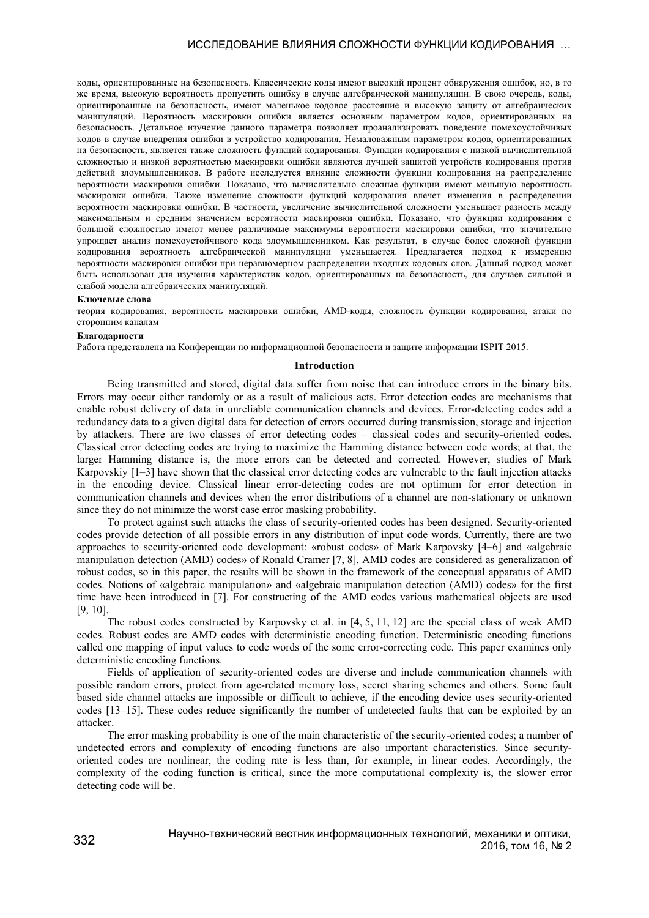коды, ориентированные на безопасность. Классические коды имеют высокий процент обнаружения ошибок, но, в то же время, высокую вероятность пропустить ошибку в случае алгебраической манипуляции. В свою очередь, коды, ориентированные на безопасность, имеют маленькое кодовое расстояние и высокую защиту от алгебраических манипуляций. Вероятность маскировки ошибки является основным параметром кодов, ориентированных на безопасность. Детальное изучение данного параметра позволяет проанализировать поведение помехоустойчивых кодов в случае внедрения ошибки в устройство кодирования. Немаловажным параметром кодов, ориентированных на безопасность, является также сложность функций кодирования. Функции кодирования с низкой вычислительной сложностью и низкой вероятностью маскировки ошибки являются лучшей защитой устройств кодирования против действий злоумышленников. В работе исследуется влияние сложности функции кодирования на распределение вероятности маскировки ошибки. Показано, что вычислительно сложные функции имеют меньшую вероятность маскировки ошибки. Также изменение сложности функций кодирования влечет изменения в распределении вероятности маскировки ошибки. В частности, увеличение вычислительной сложности уменьшает разность между максимальным и средним значением вероятности маскировки ошибки. Показано, что функции кодирования с большой сложностью имеют менее различимые максимумы вероятности маскировки ошибки, что значительно упрощает анализ помехоустойчивого кода злоумышленником. Как результат, в случае более сложной функции кодирования вероятность алгебраической манипуляции уменьшается. Предлагается подход к измерению вероятности маскировки ошибки при неравномерном распределении входных кодовых слов. Данный подход может быть использован для изучения характеристик кодов, ориентированных на безопасность, для случаев сильной и слабой модели алгебраических манипуляций.

**Ключевые слова**

теория кодирования, вероятность маскировки ошибки, AMD-коды, сложность функции кодирования, атаки по сторонним каналам

**Благодарности**

Работа представлена на Конференции по информационной безопасности и защите информации ISPIT 2015.

## Introduction

Being transmitted and stored, digital data suffer from noise that can introduce errors in the binary bits. Errors may occur either randomly or as a result of malicious acts. Error detection codes are mechanisms that enable robust delivery of data in unreliable communication channels and devices. Error-detecting codes add a redundancy data to a given digital data for detection of errors occurred during transmission, storage and injection by attackers. There are two classes of error detecting codes – classical codes and security-oriented codes. Classical error detecting codes are trying to maximize the Hamming distance between code words; at that, the larger Hamming distance is, the more errors can be detected and corrected. However, studies of Mark Karpovskiy [1–3] have shown that the classical error detecting codes are vulnerable to the fault injection attacks in the encoding device. Classical linear error-detecting codes are not optimum for error detection in communication channels and devices when the error distributions of a channel are non-stationary or unknown since they do not minimize the worst case error masking probability.

To protect against such attacks the class of security-oriented codes has been designed. Security-oriented codes provide detection of all possible errors in any distribution of input code words. Currently, there are two approaches to security-oriented code development: «robust codes» of Mark Karpovsky [4–6] and «algebraic manipulation detection (AMD) codes» of Ronald Cramer [7, 8]. AMD codes are considered as generalization of robust codes, so in this paper, the results will be shown in the framework of the conceptual apparatus of AMD codes. Notions of «algebraic manipulation» and «algebraic manipulation detection (AMD) codes» for the first time have been introduced in [7]. For constructing of the AMD codes various mathematical objects are used [9, 10].

The robust codes constructed by Karpovsky et al. in [4, 5, 11, 12] are the special class of weak AMD codes. Robust codes are AMD codes with deterministic encoding function. Deterministic encoding functions called one mapping of input values to code words of the some error-correcting code. This paper examines only deterministic encoding functions.

Fields of application of security-oriented codes are diverse and include communication channels with possible random errors, protect from age-related memory loss, secret sharing schemes and others. Some fault based side channel attacks are impossible or difficult to achieve, if the encoding device uses security-oriented codes [13–15]. These codes reduce significantly the number of undetected faults that can be exploited by an attacker.

The error masking probability is one of the main characteristic of the security-oriented codes; a number of undetected errors and complexity of encoding functions are also important characteristics. Since security-oriented codes are nonlinear, the coding rate is less than, for example, in linear codes. Accordingly, the complexity of the coding function is critical, since the more computational complexity is, the slower error detecting code will be.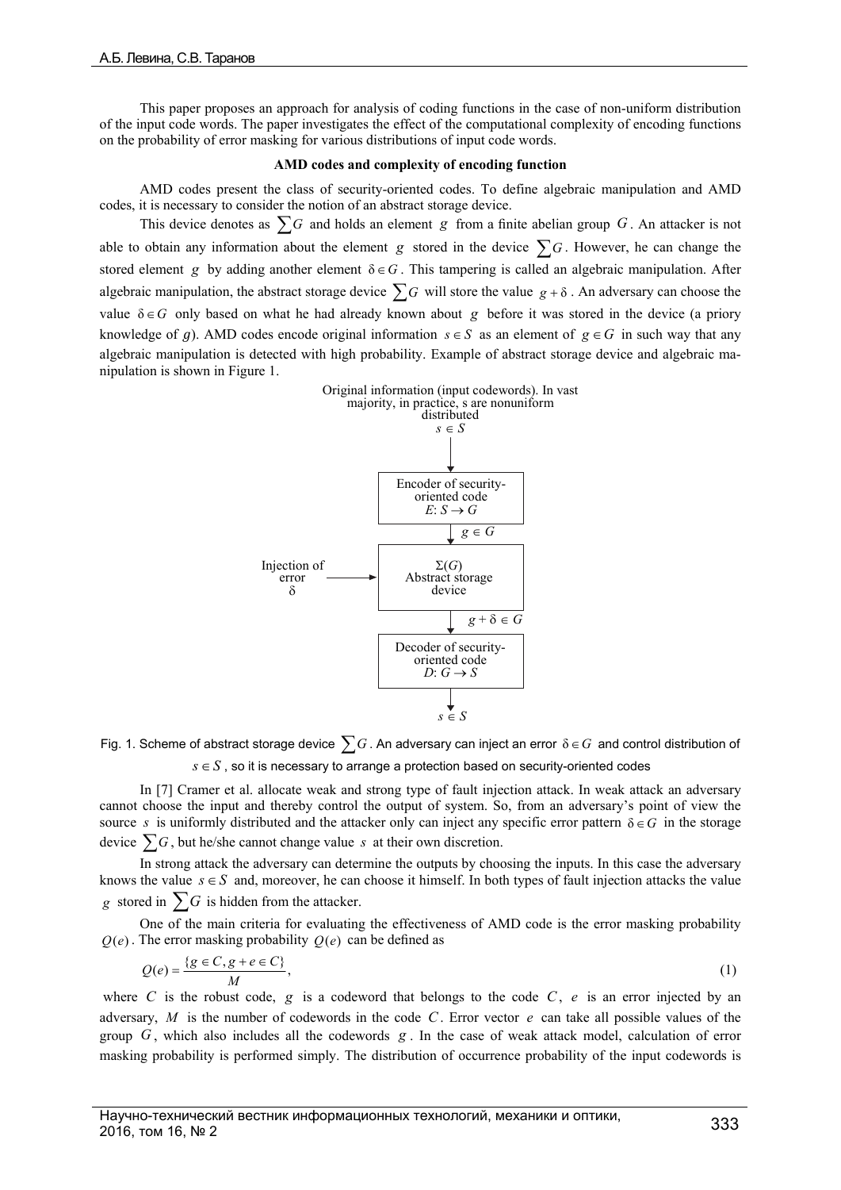This paper proposes an approach for analysis of coding functions in the case of non-uniform distribution of the input code words. The paper investigates the effect of the computational complexity of encoding functions on the probability of error masking for various distributions of input code words.

**AMD codes and complexity of encoding function**

AMD codes present the class of security-oriented codes. To define algebraic manipulation and AMD codes, it is necessary to consider the notion of an abstract storage device.

This device denotes as $\sum G$ and holds an element $g$ from a finite abelian group $G$. An attacker is not able to obtain any information about the element $g$ stored in the device $\sum G$. However, he can change the stored element $g$ by adding another element $\delta \in G$. This tampering is called an algebraic manipulation. After algebraic manipulation, the abstract storage device $\sum G$ will store the value $g + \delta$. An adversary can choose the value $\delta \in G$ only based on what he had already known about $g$ before it was stored in the device (a priory knowledge of $g$). AMD codes encode original information $s \in S$ as an element of $g \in G$ in such way that any algebraic manipulation is detected with high probability. Example of abstract storage device and algebraic manipulation is shown in Figure 1.

Original information (input codewords). In vast majority, in practice, s are nonuniform distributed $s \in S$

Encoder of security-oriented code $E: S \to G$

$g \in G$

Injection of error $\delta$

$\Sigma(G)$ Abstract storage device

$g + \delta \in G$

Decoder of security-oriented code $D: G \to S$

$s \in S$

Fig. 1. Scheme of abstract storage device $\sum G$. An adversary can inject an error $\delta \in G$ and control distribution of $s \in S$, so it is necessary to arrange a protection based on security-oriented codes

In [7] Cramer et al. allocate weak and strong type of fault injection attack. In weak attack an adversary cannot choose the input and thereby control the output of system. So, from an adversary's point of view the source $s$ is uniformly distributed and the attacker only can inject any specific error pattern $\delta \in G$ in the storage device $\sum G$, but he/she cannot change value $s$ at their own discretion.

In strong attack the adversary can determine the outputs by choosing the inputs. In this case the adversary knows the value $s \in S$ and, moreover, he can choose it himself. In both types of fault injection attacks the value $g$ stored in $\sum G$ is hidden from the attacker.

One of the main criteria for evaluating the effectiveness of AMD code is the error masking probability $Q(e)$. The error masking probability $Q(e)$ can be defined as

$$Q(e) = \frac{\{g \in C, g + e \in C\}}{M}, \tag{1}$$

where $C$ is the robust code, $g$ is a codeword that belongs to the code $C$, $e$ is an error injected by an adversary, $M$ is the number of codewords in the code $C$. Error vector $e$ can take all possible values of the group $G$, which also includes all the codewords $g$. In the case of weak attack model, calculation of error masking probability is performed simply. The distribution of occurrence probability of the input codewords is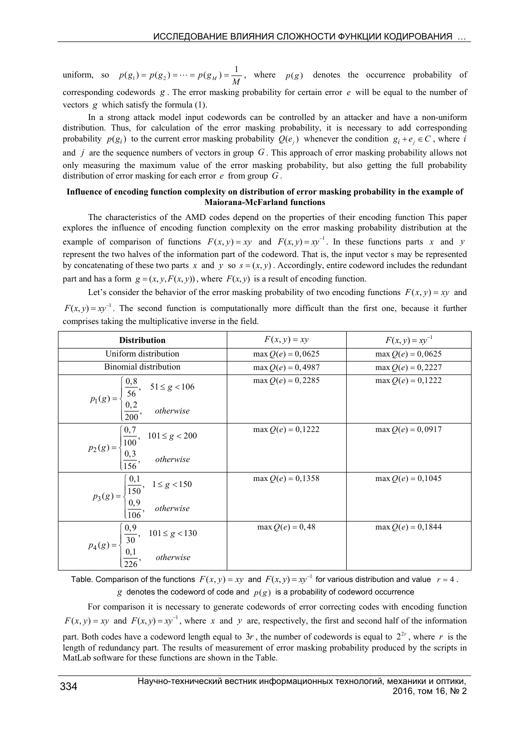uniform, so $p(g_1) = p(g_2) = \cdots = p(g_M) = \frac{1}{M}$, where $p(g)$ denotes the occurrence probability of corresponding codewords $g$. The error masking probability for certain error $e$ will be equal to the number of vectors $g$ which satisfy the formula (1).

In a strong attack model input codewords can be controlled by an attacker and have a non-uniform distribution. Thus, for calculation of the error masking probability, it is necessary to add corresponding probability $p(g_i)$ to the current error masking probability $Q(e_j)$ whenever the condition $g_i + e_j \in C$, where $i$ and $j$ are the sequence numbers of vectors in group $G$. This approach of error masking probability allows not only measuring the maximum value of the error masking probability, but also getting the full probability distribution of error masking for each error $e$ from group $G$.

**Influence of encoding function complexity on distribution of error masking probability in the example of Maiorana-McFarland functions**

The characteristics of the AMD codes depend on the properties of their encoding function This paper explores the influence of encoding function complexity on the error masking probability distribution at the example of comparison of functions $F(x, y) = xy$ and $F(x, y) = xy^{-1}$. In these functions parts $x$ and $y$ represent the two halves of the information part of the codeword. That is, the input vector s may be represented by concatenating of these two parts $x$ and $y$ so $s = (x, y)$. Accordingly, entire codeword includes the redundant part and has a form $g = (x, y, F(x, y))$, where $F(x, y)$ is a result of encoding function.

Let's consider the behavior of the error masking probability of two encoding functions $F(x, y) = xy$ and $F(x, y) = xy^{-1}$. The second function is computationally more difficult than the first one, because it further comprises taking the multiplicative inverse in the field.

| Distribution | $F(x, y) = xy$ | $F(x, y) = xy^{-1}$ |
|---|---|---|
| Uniform distribution | $\max Q(e) = 0{,}0625$ | $\max Q(e) = 0{,}0625$ |
| Binomial distribution | $\max Q(e) = 0{,}4987$ | $\max Q(e) = 0{,}2227$ |
| $p_1(g) = \begin{cases} \frac{0{,}8}{56}, & 51 \le g < 106 \\ \frac{0{,}2}{200}, & otherwise \end{cases}$ | $\max Q(e) = 0{,}2285$ | $\max Q(e) = 0{,}1222$ |
| $p_2(g) = \begin{cases} \frac{0{,}7}{100}, & 101 \le g < 200 \\ \frac{0{,}3}{156}, & otherwise \end{cases}$ | $\max Q(e) = 0{,}1222$ | $\max Q(e) = 0{,}0917$ |
| $p_3(g) = \begin{cases} \frac{0{,}1}{150}, & 1 \le g < 150 \\ \frac{0{,}9}{106}, & otherwise \end{cases}$ | $\max Q(e) = 0{,}1358$ | $\max Q(e) = 0{,}1045$ |
| $p_4(g) = \begin{cases} \frac{0{,}9}{30}, & 101 \le g < 130 \\ \frac{0{,}1}{226}, & otherwise \end{cases}$ | $\max Q(e) = 0{,}48$ | $\max Q(e) = 0{,}1844$ |

Table. Comparison of the functions $F(x, y) = xy$ and $F(x, y) = xy^{-1}$ for various distribution and value $r = 4$. $g$ denotes the codeword of code and $p(g)$ is a probability of codeword occurrence

For comparison it is necessary to generate codewords of error correcting codes with encoding function $F(x, y) = xy$ and $F(x, y) = xy^{-1}$, where $x$ and $y$ are, respectively, the first and second half of the information part. Both codes have a codeword length equal to $3r$, the number of codewords is equal to $2^{2r}$, where $r$ is the length of redundancy part. The results of measurement of error masking probability produced by the scripts in MatLab software for these functions are shown in the Table.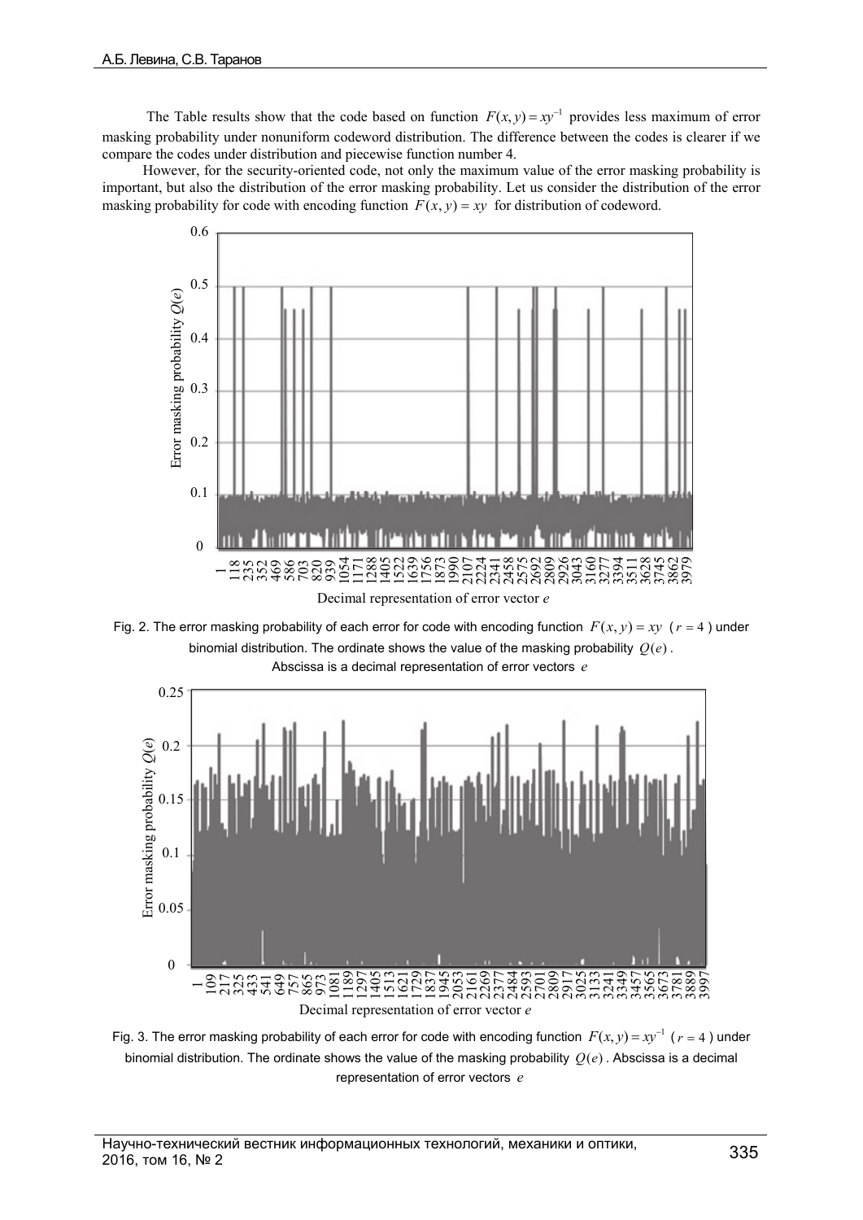The Table results show that the code based on function $F(x, y) = xy^{-1}$ provides less maximum of error masking probability under nonuniform codeword distribution. The difference between the codes is clearer if we compare the codes under distribution and piecewise function number 4.

However, for the security-oriented code, not only the maximum value of the error masking probability is important, but also the distribution of the error masking probability. Let us consider the distribution of the error masking probability for code with encoding function $F(x, y) = xy$ for distribution of codeword.

Fig. 2. The error masking probability of each error for code with encoding function $F(x, y) = xy$ ($r = 4$) under binomial distribution. The ordinate shows the value of the masking probability $Q(e)$. Abscissa is a decimal representation of error vectors $e$

Fig. 3. The error masking probability of each error for code with encoding function $F(x, y) = xy^{-1}$ ($r = 4$) under binomial distribution. The ordinate shows the value of the masking probability $Q(e)$. Abscissa is a decimal representation of error vectors $e$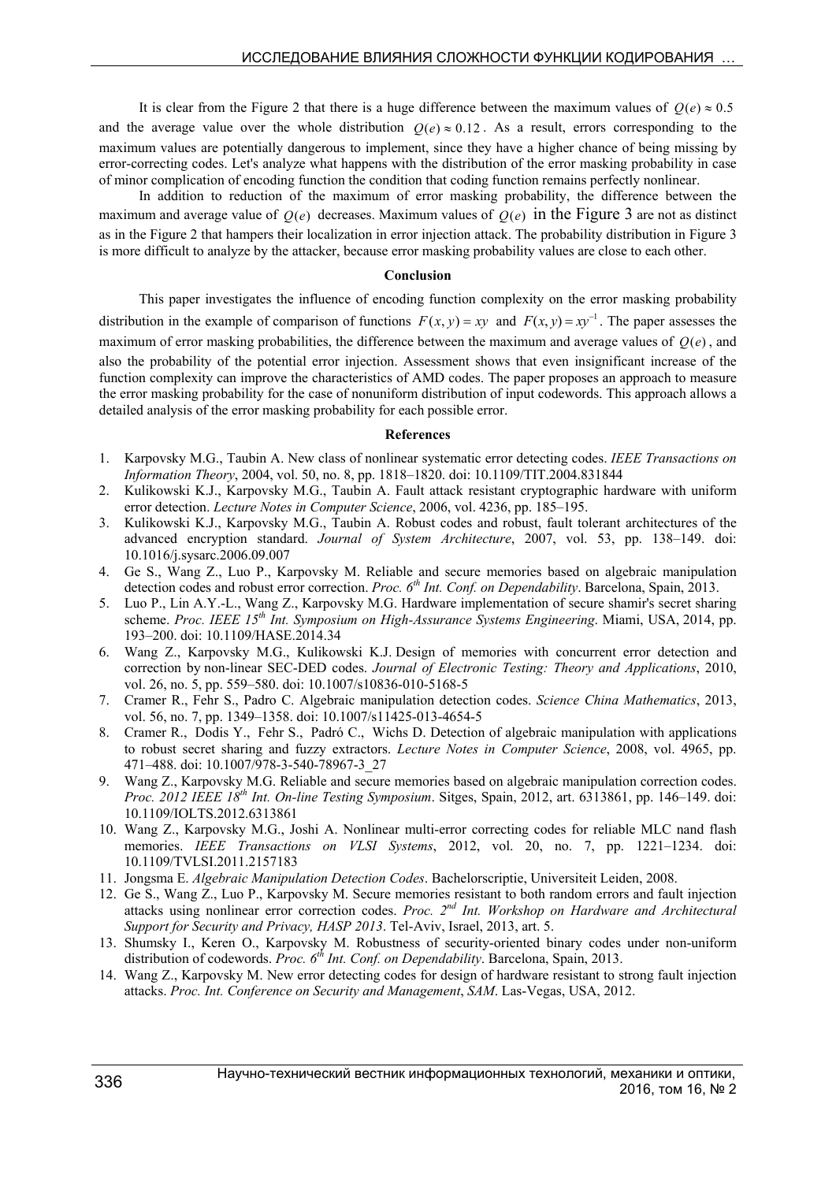It is clear from the Figure 2 that there is a huge difference between the maximum values of $Q(e) \approx 0.5$ and the average value over the whole distribution $Q(e) \approx 0.12$. As a result, errors corresponding to the maximum values are potentially dangerous to implement, since they have a higher chance of being missing by error-correcting codes. Let's analyze what happens with the distribution of the error masking probability in case of minor complication of encoding function the condition that coding function remains perfectly nonlinear.

In addition to reduction of the maximum of error masking probability, the difference between the maximum and average value of $Q(e)$ decreases. Maximum values of $Q(e)$ in the Figure 3 are not as distinct as in the Figure 2 that hampers their localization in error injection attack. The probability distribution in Figure 3 is more difficult to analyze by the attacker, because error masking probability values are close to each other.

## Conclusion

This paper investigates the influence of encoding function complexity on the error masking probability distribution in the example of comparison of functions $F(x, y) = xy$ and $F(x, y) = xy^{-1}$. The paper assesses the maximum of error masking probabilities, the difference between the maximum and average values of $Q(e)$, and also the probability of the potential error injection. Assessment shows that even insignificant increase of the function complexity can improve the characteristics of AMD codes. The paper proposes an approach to measure the error masking probability for the case of nonuniform distribution of input codewords. This approach allows a detailed analysis of the error masking probability for each possible error.

## References

1. Karpovsky M.G., Taubin A. New class of nonlinear systematic error detecting codes. *IEEE Transactions on Information Theory*, 2004, vol. 50, no. 8, pp. 1818–1820. doi: 10.1109/TIT.2004.831844
2. Kulikowski K.J., Karpovsky M.G., Taubin A. Fault attack resistant cryptographic hardware with uniform error detection. *Lecture Notes in Computer Science*, 2006, vol. 4236, pp. 185–195.
3. Kulikowski K.J., Karpovsky M.G., Taubin A. Robust codes and robust, fault tolerant architectures of the advanced encryption standard. *Journal of System Architecture*, 2007, vol. 53, pp. 138–149. doi: 10.1016/j.sysarc.2006.09.007
4. Ge S., Wang Z., Luo P., Karpovsky M. Reliable and secure memories based on algebraic manipulation detection codes and robust error correction. *Proc. 6th Int. Conf. on Dependability*. Barcelona, Spain, 2013.
5. Luo P., Lin A.Y.-L., Wang Z., Karpovsky M.G. Hardware implementation of secure shamir's secret sharing scheme. *Proc. IEEE 15th Int. Symposium on High-Assurance Systems Engineering*. Miami, USA, 2014, pp. 193–200. doi: 10.1109/HASE.2014.34
6. Wang Z., Karpovsky M.G., Kulikowski K.J. Design of memories with concurrent error detection and correction by non-linear SEC-DED codes. *Journal of Electronic Testing: Theory and Applications*, 2010, vol. 26, no. 5, pp. 559–580. doi: 10.1007/s10836-010-5168-5
7. Cramer R., Fehr S., Padro C. Algebraic manipulation detection codes. *Science China Mathematics*, 2013, vol. 56, no. 7, pp. 1349–1358. doi: 10.1007/s11425-013-4654-5
8. Cramer R., Dodis Y., Fehr S., Padró C., Wichs D. Detection of algebraic manipulation with applications to robust secret sharing and fuzzy extractors. *Lecture Notes in Computer Science*, 2008, vol. 4965, pp. 471–488. doi: 10.1007/978-3-540-78967-3_27
9. Wang Z., Karpovsky M.G. Reliable and secure memories based on algebraic manipulation correction codes. *Proc. 2012 IEEE 18th Int. On-line Testing Symposium*. Sitges, Spain, 2012, art. 6313861, pp. 146–149. doi: 10.1109/IOLTS.2012.6313861
10. Wang Z., Karpovsky M.G., Joshi A. Nonlinear multi-error correcting codes for reliable MLC nand flash memories. *IEEE Transactions on VLSI Systems*, 2012, vol. 20, no. 7, pp. 1221–1234. doi: 10.1109/TVLSI.2011.2157183
11. Jongsma E. *Algebraic Manipulation Detection Codes*. Bachelorscriptie, Universiteit Leiden, 2008.
12. Ge S., Wang Z., Luo P., Karpovsky M. Secure memories resistant to both random errors and fault injection attacks using nonlinear error correction codes. *Proc. 2nd Int. Workshop on Hardware and Architectural Support for Security and Privacy, HASP 2013*. Tel-Aviv, Israel, 2013, art. 5.
13. Shumsky I., Keren O., Karpovsky M. Robustness of security-oriented binary codes under non-uniform distribution of codewords. *Proc. 6th Int. Conf. on Dependability*. Barcelona, Spain, 2013.
14. Wang Z., Karpovsky M. New error detecting codes for design of hardware resistant to strong fault injection attacks. *Proc. Int. Conference on Security and Management, SAM*. Las-Vegas, USA, 2012.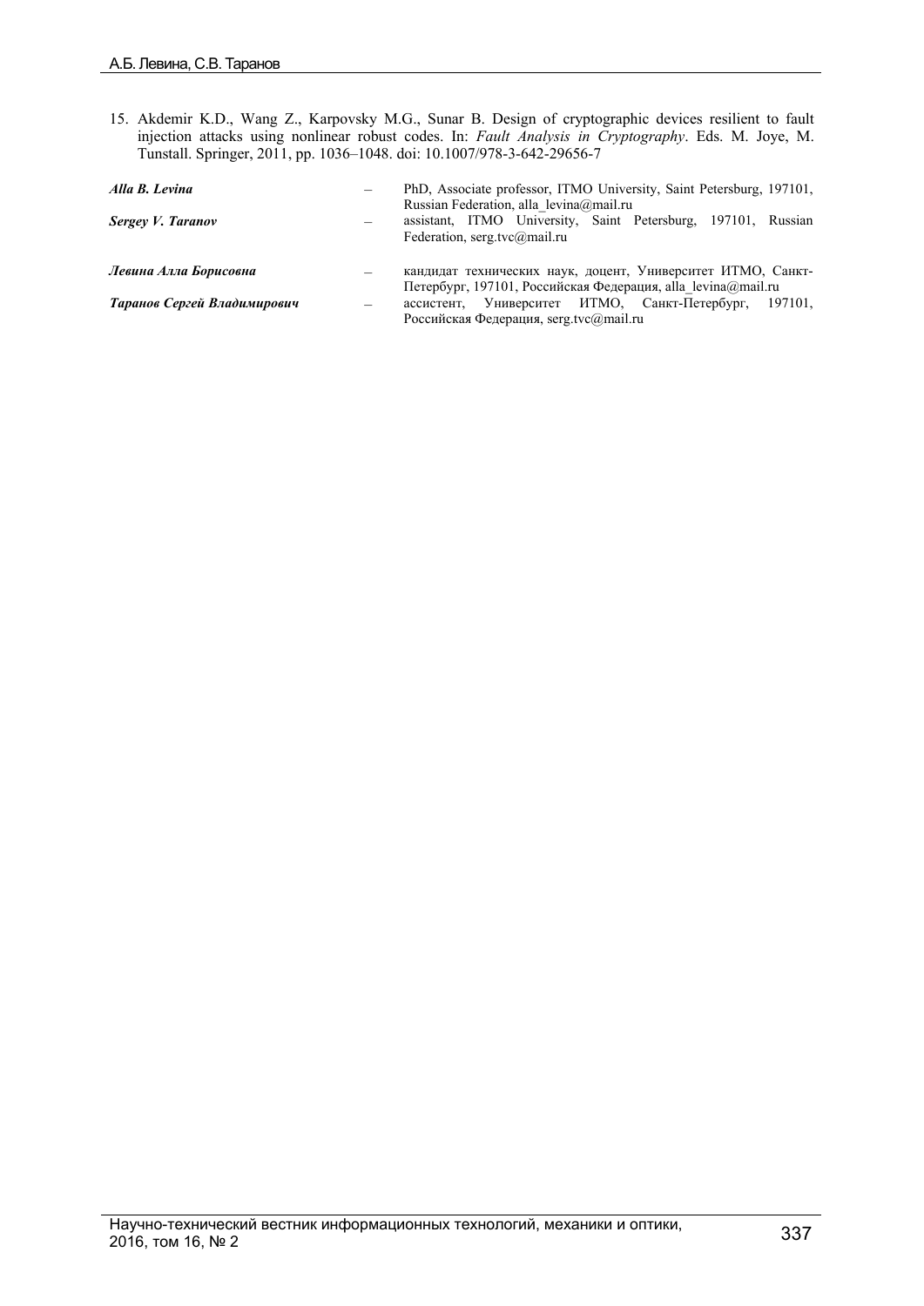15. Akdemir K.D., Wang Z., Karpovsky M.G., Sunar B. Design of cryptographic devices resilient to fault injection attacks using nonlinear robust codes. In: *Fault Analysis in Cryptography*. Eds. M. Joye, M. Tunstall. Springer, 2011, pp. 1036–1048. doi: 10.1007/978-3-642-29656-7

***Alla B. Levina*** – PhD, Associate professor, ITMO University, Saint Petersburg, 197101, Russian Federation, alla_levina@mail.ru

***Sergey V. Taranov*** – assistant, ITMO University, Saint Petersburg, 197101, Russian Federation, serg.tvc@mail.ru

***Левина Алла Борисовна*** – кандидат технических наук, доцент, Университет ИТМО, Санкт-Петербург, 197101, Российская Федерация, alla_levina@mail.ru

***Таранов Сергей Владимирович*** – ассистент, Университет ИТМО, Санкт-Петербург, 197101, Российская Федерация, serg.tvc@mail.ru